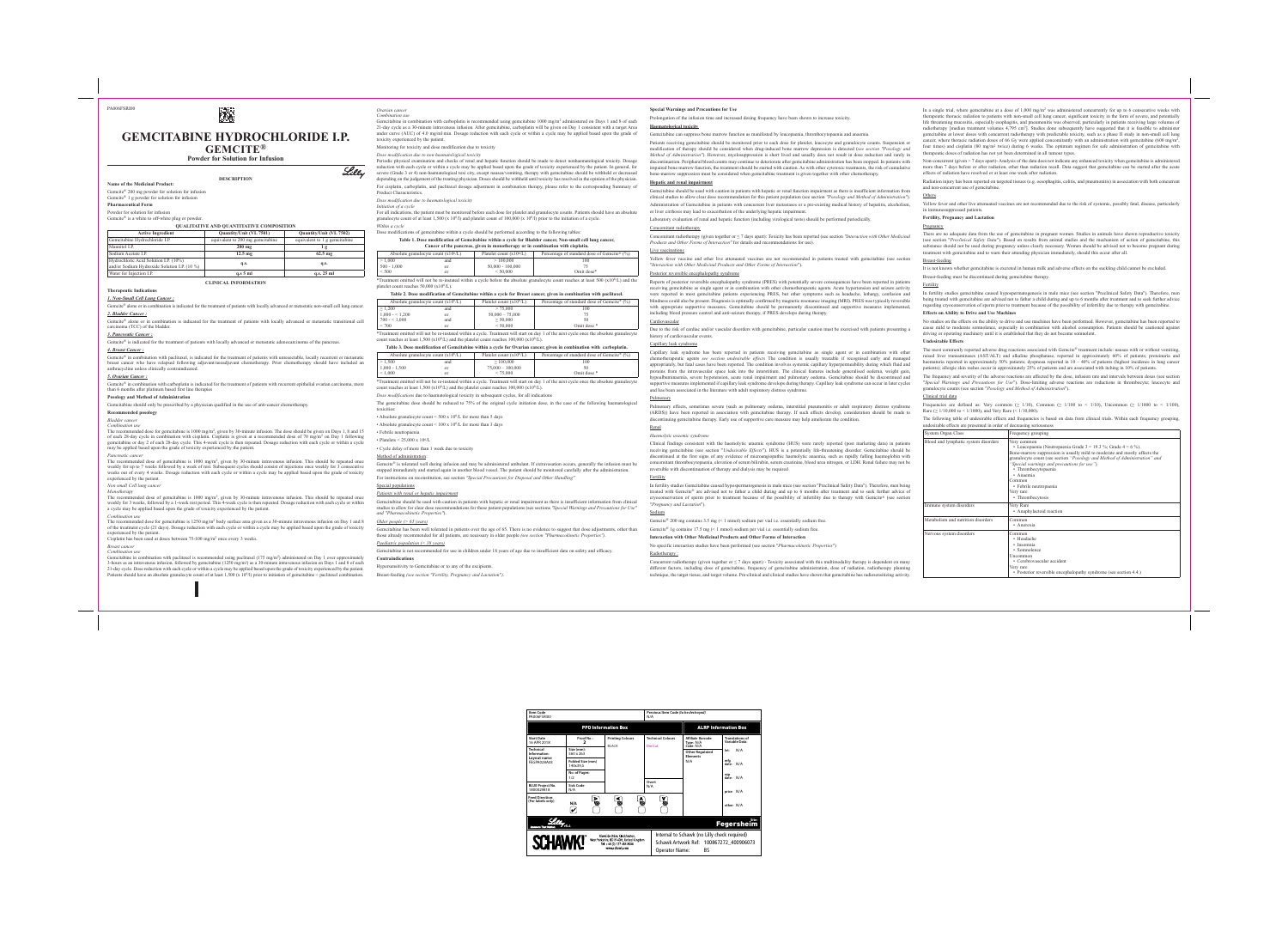PA006FSR00

# GEMCITABINE HYDROCHLORIDE I.P.

# GEMCITE®

**Powder for Solution for Infusion**

## DESCRIPTION

**Name of the Medicinal Product:**

Gemcite® 200 mg powder for solution for infusion

Gemcite® 1 g powder for solution for infusion

**Pharmaceutical Form**

Powder for solution for infusion

Gemcite® is a white to off-white plug or powder.

**QUALITATIVE AND QUANTITATIVE COMPOSITION**

| Active Ingredient | Quantity/Unit (VL 7501) | Quantity/Unit (VL 7502) |
|---|---|---|
| Gemcitabine Hydrochloride I.P. | equivalent to 200 mg gemcitabine | equivalent to 1 g gemcitabine |
| Mannitol I.P. | 200 mg | 1 g |
| Sodium Acetate I.P. | 12.5 mg | 62.5 mg |
| Hydrochloric Acid Solution I.P. (10%) and/or Sodium Hydroxide Solution I.P. (10 %) | q.s. | q.s. |
| Water for Injection I.P. | q.s 5 ml | q.s. 25 ml |

## CLINICAL INFORMATION

### Therapeutic Indications

***1. Non-Small Cell Lung Cancer :***

Gemcite® alone or in combination is indicated for the treatment of patients with locally advanced or metastatic non-small cell lung cancer.

***2. Bladder Cancer :***

Gemcite® alone or in combination is indicated for the treatment of patients with locally advanced or metastatic transitional cell carcinoma (TCC) of the bladder.

***3. Pancreatic Cancer :***

Gemcite® is indicated for the treatment of patients with locally advanced or metastatic adenocarcinoma of the pancreas.

***4. Breast Cancer :***

Gemcite® in combination with paclitaxel, is indicated for the treatment of patients with unresectable, locally recurrent or metastatic breast cancer who have relapsed following adjuvant/neoadjuvant chemotherapy. Prior chemotherapy should have included an anthracycline unless clinically contraindicated.

***5. Ovarian Cancer :***

Gemcite® in combination with carboplatin is indicated for the treatment of patients with recurrent epithelial ovarian carcinoma, more than 6 months after platinum based first line therapies

### Posology and Method of Administration

Gemcitabine should only be prescribed by a physician qualified in the use of anti-cancer chemotherapy.

**Recommended posology**

*Bladder cancer*

*Combination use*

The recommended dose for gemcitabine is 1000 mg/m², given by 30-minute infusion. The dose should be given on Days 1, 8 and 15 of each 28-day cycle in combination with cisplatin. Cisplatin is given at a recommended dose of 70 mg/m² on Day 1 following gemcitabine or day 2 of each 28-day cycle. This 4-week cycle is then repeated. Dosage reduction with each cycle or within a cycle may be applied based upon the grade of toxicity experienced by the patient.

*Pancreatic cancer*

The recommended dose of gemcitabine is 1000 mg/m², given by 30-minute intravenous infusion. This should be repeated once weekly for up to 7 weeks followed by a week of rest. Subsequent cycles should consist of injections once weekly for 3 consecutive weeks out of every 4 weeks. Dosage reduction with each cycle or within a cycle may be applied based upon the grade of toxicity experienced by the patient.

*Non-small Cell lung cancer*

*Monotherapy*

The recommended dose of gemcitabine is 1000 mg/m², given by 30-minute intravenous infusion. This should be repeated once weekly for 3 weeks, followed by a 1-week rest period. This 4-week cycle is then repeated. Dosage reduction with each cycle or within a cycle may be applied based upon the grade of toxicity experienced by the patient.

*Combination use*

The recommended dose for gemcitabine is 1250 mg/m² body surface area given as a 30-minute intravenous infusion on Day 1 and 8 of the treatment cycle (21 days). Dosage reduction with each cycle or within a cycle may be applied based upon the grade of toxicity experienced by the patient.

Cisplatin has been used at doses between 75-100 mg/m² once every 3 weeks.

*Breast cancer*

*Combination use*

Gemcitabine in combination with paclitaxel is recommended using paclitaxel (175 mg/m²) administered on Day 1 over approximately 3-hours as an intravenous infusion, followed by gemcitabine (1250 mg/m²) as a 30-minute intravenous infusion on Days 1 and 8 of each 21-day cycle. Dose reduction with each cycle or within a cycle may be applied based upon the grade of toxicity experienced by the patient. Patients should have an absolute granulocyte count of at least 1,500 (x $10^6$/l) prior to initiation of gemcitabine + paclitaxel combination.

*Ovarian cancer*

*Combination use*

Gemcitabine in combination with carboplatin is recommended using gemcitabine 1000 mg/m² administered on Days 1 and 8 of each 21-day cycle as a 30-minute intravenous infusion. After gemcitabine, carboplatin will be given on Day 1 consistent with a target Area under curve (AUC) of 4.0 mg/ml·min. Dosage reduction with each cycle or within a cycle may be applied based upon the grade of toxicity experienced by the patient.

Monitoring for toxicity and dose modification due to toxicity

*Dose modification due to non haematological toxicity*

Periodic physical examination and checks of renal and hepatic function should be made to detect nonhaematological toxicity. Dosage reduction with each cycle or within a cycle may be applied based upon the grade of toxicity experienced by the patient. In general, for severe (Grade 3 or 4) non-haematological toxi city, except nausea/vomiting, therapy with gemcitabine should be withheld or decreased depending on the judgement of the treating physician. Doses should be withheld until toxicity has resolved in the opinion of the physician.

For cisplatin, carboplatin, and paclitaxel dosage adjustment in combination therapy, please refer to the corresponding Summary of Product Characteristics.

*Dose modification due to haematological toxicity*

*Initiation of a cycle*

For all indications, the patient must be monitored before each dose for platelet and granulocyte counts. Patients should have an absolute granulocyte count of at least 1,500 (x $10^6$/l) and platelet count of 100,000 (x $10^6$/l) prior to the initiation of a cycle.

*Within a cycle*

Dose modifications of gemcitabine within a cycle should be performed according to the following tables:

**Table 1. Dose modification of Gemcitabine within a cycle for Bladder cancer, Non-small cell lung cancer, Cancer of the pancreas, given in monotherapy or in combination with cisplatin.**

| Absolute granulocyte count (x$10^6$/L) | | Platelet count (x$10^6$/L) | Percentage of standard dose of Gemcite® (%) |
|---|---|---|---|
| > 1,000 | and | > 100,000 | 100 |
| 500 - 1,000 | or | 50,000 - 100,000 | 75 |
| < 500 | or | < 50,000 | Omit dose* |

*Treatment omitted will not be re-instated within a cycle before the absolute granulocyte count reaches at least 500 (x$10^6$/L) and the platelet count reaches 50,000 (x$10^6$/L).

**Table 2. Dose modification of Gemcitabine within a cycle for Breast cancer, given in combination with paclitaxel.**

| Absolute granulocyte count (x$10^6$/L) | | Platelet count (x$10^6$/L) | Percentage of standard dose of Gemcite® (%) |
|---|---|---|---|
| ≥ 1,200 | and | > 75,000 | 100 |
| 1,000 - < 1,200 | or | 50,000 - 75,000 | 75 |
| 700 - < 1,000 | and | ≥ 50,000 | 50 |
| < 700 | or | < 50,000 | Omit dose * |

*Treatment omitted will not be re-instated within a cycle. Treatment will start on day 1 of the next cycle once the absolute granulocyte count reaches at least 1,500 (x$10^6$/L) and the platelet count reaches 100,000 (x$10^6$/L).

**Table 3. Dose modification of Gemcitabine within a cycle for Ovarian cancer, given in combination with carboplatin.**

| Absolute granulocyte count (x$10^6$/L) | | Platelet count (x$10^6$/L) | Percentage of standard dose of Gemcite® (%) |
|---|---|---|---|
| > 1,500 | and | ≥ 100,000 | 100 |
| 1,000 - 1,500 | or | 75,000 - 100,000 | 50 |
| < 1,000 | or | < 75,000 | Omit dose * |

*Treatment omitted will not be re-instated within a cycle. Treatment will start on day 1 of the next cycle once the absolute granulocyte count reaches at least 1,500 (x$10^6$/L) and the platelet count reaches 100,000 (x$10^6$/L).

*Dose modifications* due to haematological toxicity in subsequent cycles, for all indications

The gemcitabine dose should be reduced to 75% of the original cycle initiation dose, in the case of the following haematological toxicities:

- Absolute granulocyte count < 500 x $10^6$/L for more than 5 days
- Absolute granulocyte count < 100 x $10^6$/L for more than 3 days
- Febrile neutropenia
- Platelets < 25,000 x $10^6$/L
- Cycle delay of more than 1 week due to toxicity

Method of administration

Gemcite® is tolerated well during infusion and may be administered ambulant. If extravasation occurs, generally the infusion must be stopped immediately and started again in another blood vessel. The patient should be monitored carefully after the administration.

For instructions on reconstitution, see section *"Special Precautions for Disposal and Other Handling"*

Special populations

*Patients with renal or hepatic impairment*

Gemcitabine should be used with caution in patients with hepatic or renal impairment as there is insufficient information from clinical studies to allow for clear dose recommendations for these patient populations (see sections *"Special Warnings and Precautions for Use"* and *"Pharmacokinetic Properties"*).

*Older people (> 65 years)*

Gemcitabine has been well tolerated in patients over the age of 65. There is no evidence to suggest that dose adjustments, other than those already recommended for all patients, are necessary in older people (see section *"Pharmacokinetic Properties"*).

*Paediatric population (< 18 years)*

Gemcitabine is not recommended for use in children under 18 years of age due to insufficient data on safety and efficacy.

### Contraindications

Hypersensitivity to Gemcitabine or to any of the excipients.

Breast-feeding *(see section "Fertility, Pregnancy and Lactation")*.

### Special Warnings and Precautions for Use

Prolongation of the infusion time and increased dosing frequency have been shown to increase toxicity.

Haematological toxicity

Gemcitabine can suppress bone marrow function as manifested by leucopenia, thrombocytopenia and anaemia.

Patients receiving gemcitabine should be monitored prior to each dose for platelet, leucocyte and granulocyte counts. Suspension or modification of therapy should be considered when drug-induced bone marrow depression is detected (see section *"Posology and Method of Administration"*). However, myelosuppression is short lived and usually does not result in dose reduction and rarely in discontinuation. Peripheral blood counts may continue to deteriorate after gemcitabine administration has been stopped. In patients with impaired bone marrow function, the treatment should be started with caution. As with other cytotoxic treatments, the risk of cumulative bone-marrow suppression must be considered when gemcitabine treatment is given together with other chemotherapy.

Hepatic and renal impairment

Gemcitabine should be used with caution in patients with hepatic or renal function impairment as there is insufficient information from clinical studies to allow clear dose recommendation for this patient population (see section *"Posology and Method of Administration"*).

Administration of Gemcitabine in patients with concurrent liver metastases or a pre-existing medical history of hepatitis, alcoholism, or liver cirrhosis may lead to exacerbation of the underlying hepatic impairment.

Laboratory evaluation of renal and hepatic function (including virological tests) should be performed periodically.

Concomitant radiotherapy

Concomitant radiotherapy (given together or ≤ 7 days apart): Toxicity has been reported (see section *"Interaction with Other Medicinal Products and Other Forms of Interaction"* for details and recommendations for use).

Live vaccinations

Yellow fever vaccine and other live attenuated vaccines are not recommended in patients treated with gemcitabine (see section *"Interaction with Other Medicinal Products and Other Forms of Interaction"*).

Posterior reversible encephalopathy syndrome

Reports of posterior reversible encephalopathy syndrome (PRES) with potentially severe consequences have been reported in patients receiving gemcitabine as single agent or in combination with other chemotherapeutic agents. Acute hypertension and seizure activity were reported in most gemcitabine patients experiencing PRES, but other symptoms such as headache, lethargy, confusion and blindness could also be present. Diagnosis is optimally confirmed by magnetic resonance imaging (MRI). PRES was typically reversible with appropriate supportive measures. Gemcitabine should be permanently discontinued and supportive measures implemented, including blood pressure control and anti-seizure therapy, if PRES develops during therapy.

Cardiovascular

Due to the risk of cardiac and/or vascular disorders with gemcitabine, particular caution must be exercised with patients presenting a history of cardiovascular events.

Capillary leak syndrome

Capillary leak syndrome has been reported in patients receiving gemcitabine as single agent or in combination with other chemotherapeutic agents *(see section undesirable effects)*. The condition is usually treatable if recognised early and managed appropriately, but fatal cases have been reported. The condition involves systemic capillary hyperpermeability during which fluid and proteins from the intravascular space leak into the interstitium. The clinical features include generalised oedema, weight gain, hypoalbuminaemia, severe hypotension, acute renal impairment and pulmonary oedema. Gemcitabine should be discontinued and supportive measures implemented if capillary leak syndrome develops during therapy. Capillary leak syndrome can occur in later cycles and has been associated in the literature with adult respiratory distress syndrome.

Pulmonary

Pulmonary effects, sometimes severe (such as pulmonary oedema, interstitial pneumonitis or adult respiratory distress syndrome (ARDS)) have been reported in association with gemcitabine therapy. If such effects develop, consideration should be made to discontinuing gemcitabine therapy. Early use of supportive care measure may help ameliorate the condition.

Renal

*Haemolytic uraemic syndrome*

Clinical findings consistent with the haemolytic uraemic syndrome (HUS) were rarely reported (post marketing data) in patients receiving gemcitabine (see section *"Undesirable Effects"*). HUS is a potentially life-threatening disorder. Gemcitabine should be discontinued at the first signs of any evidence of microangiopathic haemolytic anaemia, such as rapidly falling haemoglobin with concomitant thrombocytopaenia, elevation of serum bilirubin, serum creatinine, blood urea nitrogen, or LDH. Renal failure may not be reversible with discontinuation of therapy and dialysis may be required.

Fertility

In fertility studies Gemcitabine caused hypospermatogenesis in male mice (see section "Preclinical Safety Data"). Therefore, men being treated with Gemcite® are advised not to father a child during and up to 6 months after treatment and to seek further advice on cryoconservation of sperm prior to treatment because of the possibility of infertility due to therapy with Gemcite® (see section *"Pregnancy and Lactation"*).

Sodium

Gemcite® 200 mg contains 3.5 mg (< 1 mmol) sodium per vial i.e. essentially sodium free.

Gemcite® 1g contains 17.5 mg (< 1 mmol) sodium per vial i.e. essentially sodium free.

### Interaction with Other Medicinal Products and Other Forms of Interaction

No specific interaction studies have been performed (see section *"Pharmacokinetic Properties"*)

Radiotherapy :

Concurrent radiotherapy (given together or ≤ 7 days apart) - Toxicity associated with this multimodality therapy is dependent on many different factors, including dose of gemcitabine, frequency of gemcitabine administration, dose of radiation, radiotherapy planning technique, the target tissue, and target volume. Pre-clinical and clinical studies have shown that gemcitabine has radiosensitizing activity. In a single trial, where gemcitabine at a dose of 1,000 mg/m² was administered concurrently for up to 6 consecutive weeks with therapeutic thoracic radiation to patients with non-small cell lung cancer, significant toxicity in the form of severe, and potentially life threatening mucositis, especially oesophagitis, and pneumonitis was observed, particularly in patients receiving large volumes of radiotherapy [median treatment volumes 4,795 cm³]. Studies done subsequently have suggested that it is feasible to administer gemcitabine at lower doses with concurrent radiotherapy with predictable toxicity, such as a phase II study in non-small cell lung cancer, where thoracic radiation doses of 66 Gy were applied concomitantly with an administration with gemcitabine (600 mg/m², four times) and cisplatin (80 mg/m² twice) during 6 weeks. The optimum regimen for safe administration of gemcitabine with therapeutic doses of radiation has not yet been determined in all tumour types.

Non-concurrent (given > 7 days apart)- Analysis of the data does not indicate any enhanced toxicity when gemcitabine is administered more than 7 days before or after radiation, other than radiation recall. Data suggest that gemcitabine can be started after the acute effects of radiation have resolved or at least one week after radiation.

Radiation injury has been reported on targeted tissues (e.g. oesophagitis, colitis, and pneumonitis) in association with both concurrent and non-concurrent use of gemcitabine.

Others

Yellow fever and other live attenuated vaccines are not recommended due to the risk of systemic, possibly fatal, disease, particularly in immunosuppressed patients.

### Fertility, Pregnancy and Lactation

Pregnancy

There are no adequate data from the use of gemcitabine in pregnant women. Studies in animals have shown reproductive toxicity (see section *"Preclinical Safety Data"*). Based on results from animal studies and the mechanism of action of gemcitabine, this substance should not be used during pregnancy unless clearly necessary. Women should be advised not to become pregnant during treatment with gemcitabine and to warn their attending physician immediately, should this occur after all.

Breast-feeding

It is not known whether gemcitabine is excreted in human milk and adverse effects on the suckling child cannot be excluded.

Breast-feeding must be discontinued during gemcitabine therapy.

Fertility

In fertility studies gemcitabine caused hypospermatogenesis in male mice (see section "Preclinical Safety Data"). Therefore, men being treated with gemcitabine are advised not to father a child during and up to 6 months after treatment and to seek further advice regarding cryoconservation of sperm prior to treatment because of the possibility of infertility due to therapy with gemcitabine.

### Effects on Ability to Drive and Use Machines

No studies on the effects on the ability to drive and use machines have been performed. However, gemcitabine has been reported to cause mild to moderate somnolence, especially in combination with alcohol consumption. Patients should be cautioned against driving or operating machinery until it is established that they do not become somnolent.

### Undesirable Effects

The most commonly reported adverse drug reactions associated with Gemcite® treatment include: nausea with or without vomiting, raised liver transaminases (AST/ALT) and alkaline phosphatase, reported in approximately 60% of patients; proteinuria and haematuria reported in approximately 50% patients; dyspnoea reported in 10 – 40% of patients (highest incidence in lung cancer patients); allergic skin rashes occur in approximately 25% of patients and are associated with itching in 10% of patients.

The frequency and severity of the adverse reactions are affected by the dose, infusion rate and intervals between doses (see section *"Special Warnings and Precautions for Use"*). Dose-limiting adverse reactions are reductions in thrombocyte, leucocyte and granulocyte counts (see section *"Posology and Method of Administration"*).

Clinical trial data

Frequencies are defined as: Very common (≥ 1/10), Common (≥ 1/100 to < 1/10), Uncommon (≥ 1/1000 to < 1/100), Rare (≥ 1/10,000 to < 1/1000), and Very Rare (< 1/10,000).

The following table of undesirable effects and frequencies is based on data from clinical trials. Within each frequency grouping, undesirable effects are presented in order of decreasing seriousness.

| System Organ Class | Frequency grouping |
|---|---|
| Blood and lymphatic system disorders | Very common<br>• Leucopaenia (Neutropaenia Grade 3 = 19.3 %; Grade 4 = 6 %).<br>Bone-marrow suppression is usually mild to moderate and mostly affects the granulocyte count (see section *"Posology and Method of Administration"* and *"Special warnings and precautions for use"*).<br>• Thrombocytopaenia<br>• Anaemia<br>Common<br>• Febrile neutropaenia<br>Very rare<br>• Thrombocytosis |
| Immune system disorders | Very Rare<br>• Anaphylactoid reaction |
| Metabolism and nutrition disorders | Common<br>• Anorexia |
| Nervous system disorders | Common<br>• Headache<br>• Insomnia<br>• Somnolence<br>Uncommon<br>• Cerebrovascular accident<br>Very rare<br>• Posterior reversible encephalopathy syndrome (see section 4.4) |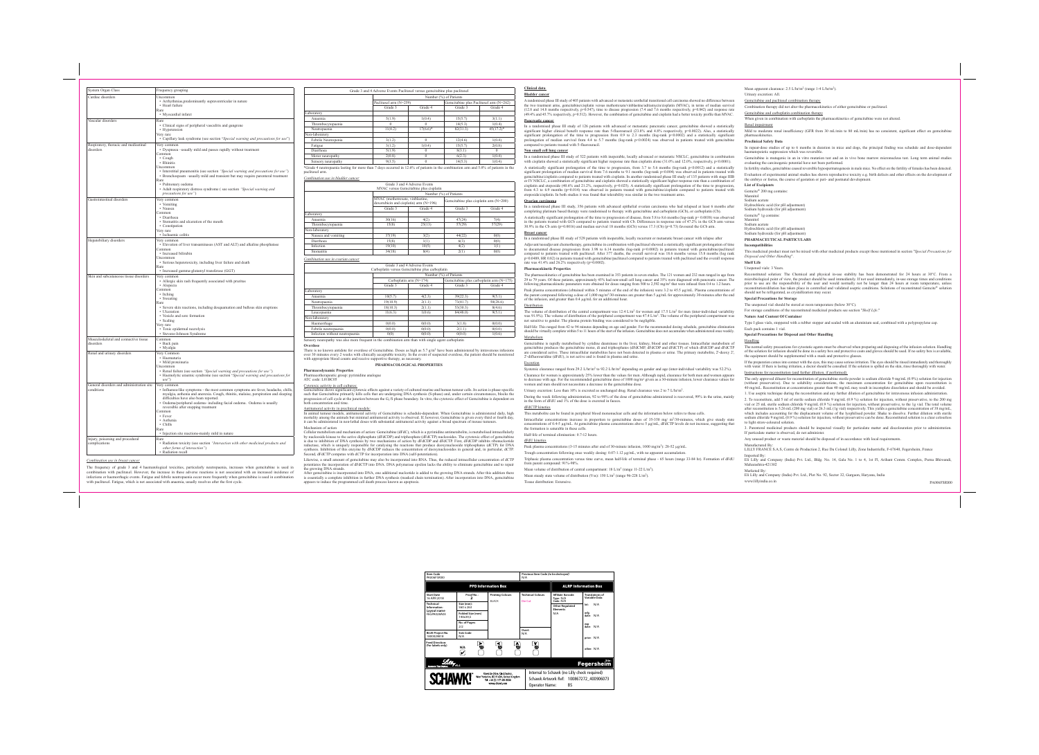| System Organ Class | Frequency grouping |
|---|---|
| Cardiac disorders | Uncommon<br>• Arrhythmias, predominantly supraventricular in nature<br>• Heart failure<br>Rare<br>• Myocardial infarct |
| Vascular disorders | Rare<br>• Clinical signs of peripheral vasculitis and gangrene<br>• Hypotension<br>Very rare<br>• Capillary leak syndrome (see section "*Special warning and precautions for use*") |
| Respiratory, thoracic and mediastinal disorders | Very common<br>• Dyspnoea – usually mild and passes rapidly without treatment<br>Common<br>• Cough<br>• Rhinitis<br>Uncommon<br>• Interstitial pneumonitis (see section "*Special warning and precautions for use*")<br>• Bronchospasm – usually mild and transient but may require parenteral treatment<br>Rare<br>• Pulmonary oedema<br>• Adult respiratory distress syndrome (see section "*Special warning and precautions for use*") |
| Gastrointestinal disorders | Very common<br>• Vomiting<br>• Nausea<br>Common<br>• Diarrhoea<br>• Stomatitis and ulceration of the mouth<br>• Constipation<br>Very rare<br>• Ischaemic colitis |
| Hepatobiliary disorders | Very common<br>• Elevation of liver transaminases (AST and ALT) and alkaline phosphatase<br>Common<br>• Increased bilirubin<br>Uncommon<br>• Serious hepatotoxicity, including liver failure and death<br>Rare<br>• Increased gamma-glutamyl transferase (GGT) |
| Skin and subcutaneous tissue disorders | Very common<br>• Allergic skin rash frequently associated with pruritus<br>• Alopecia<br>Common<br>• Itching<br>• Sweating<br>Rare<br>• Severe skin reactions, including desquamation and bullous skin eruptions<br>• Ulceration<br>• Vesicle and sore formation<br>• Scaling<br>Very rare<br>• Toxic epidermal necrolysis<br>• Stevens-Johnson Syndrome |
| Musculoskeletal and connective tissue disorders | Common<br>• Back pain<br>• Myalgia |
| Renal and urinary disorders | Very Common<br>• Haematuria<br>• Mild proteinuria<br>Uncommon<br>• Renal failure (see section "*Special warning and precautions for use*")<br>• Haemolytic uraemic syndrome (see section "*Special warning and precautions for use*") |
| General disorders and administration site conditions | Very common<br>• Influenza-like symptoms - the most common symptoms are fever, headache, chills, myalgia, asthenia and anorexia. Cough, rhinitis, malaise, perspiration and sleeping difficulties have also been reported.<br>• Oedema/peripheral oedema- including facial oedema. Oedema is usually reversible after stopping treatment<br>Common<br>• Fever<br>• Asthenia<br>• Chills<br>Rare<br>• Injection site reactions-mainly mild in nature |
| Injury, poisoning and procedural complications | Rare<br>• Radiation toxicity (see section "*Interaction with other medicinal products and other forms of interaction*")<br>• Radiation recall |

*Combination use in breast cancer*

The frequency of grade 3 and 4 haematological toxicities, particularly neutropenia, increases when gemcitabine is used in combination with paclitaxel. However, the increase in these adverse reactions is not associated with an increased incidence of infections or haemorrhagic events. Fatigue and febrile neutropenia occur more frequently when gemcitabine is used in combination with paclitaxel. Fatigue, which is not associated with anaemia, usually resolves after the first cycle.

| Grade 3 and 4 Adverse Events Paclitaxel versus gemcitabine plus paclitaxel | | | | |
|---|---|---|---|---|
| | Number (%) of Patients | | | |
| | Paclitaxel arm (N=259) | | Gemcitabine plus Paclitaxel arm (N=262) | |
| | Grade 3 | Grade 4 | Grade 3 | Grade 4 |
| Laboratory | | | | |
| Anaemia | 5(1.9) | 1(0.4) | 15(5.7) | 3(1.1) |
| Thrombocytopenia | 0 | 0 | 14(5.3) | 1(0.4) |
| Neutropenia | 11(4.2) | 17(6.6)* | 82(31.3) | 45(17.2)* |
| Non-laboratory | | | | |
| Febrile Neutropenia | 3(1.2) | 0 | 12(4.6) | 1(0.4) |
| Fatigue | 3(1.2) | 1(0.4) | 15(5.7) | 2(0.8) |
| Diarrhoea | 5(1.9) | 0 | 8(3.1) | 0 |
| Motor neuropathy | 2(0.8) | 0 | 6(2.3) | 1(0.4) |
| Sensory neuropathy | 9(3.5) | 0 | 14(5.3) | 1(0.4) |

*Grade 4 neutropenia lasting for more than 7 days occurred in 12.6% of patients in the combination arm and 5.0% of patients in the paclitaxel arm.

*Combination use in bladder cancer*

| Grade 3 and 4 Adverse Events MVAC versus Gemcitabine plus cisplatin | | | | |
|---|---|---|---|---|
| | Number (%) of Patients | | | |
| | MVAC (methotrexate, vinblastine, doxorubicin and cisplatin) arm (N=196) | | Gemcitabine plus cisplatin arm (N=200) | |
| | Grade 3 | Grade 4 | Grade 3 | Grade 4 |
| Laboratory | | | | |
| Anaemia | 30(16) | 4(2) | 47(24) | 7(4) |
| Thrombocytopenia | 15(8) | 25(13) | 57(29) | 57(29) |
| Non-laboratory | | | | |
| Nausea and vomiting | 37(19) | 3(2) | 44(22) | 0(0) |
| Diarrhoea | 15(8) | 1(1) | 6(3) | 0(0) |
| Infection | 19(10) | 10(5) | 4(2) | 1(1) |
| Stomatitis | 34(18) | 8(4) | 2(1) | 0(0) |

*Combination use in ovarian cancer*

| Grade 3 and 4 Adverse Events Carboplatin versus Gemcitabine plus carboplatin | | | | |
|---|---|---|---|---|
| | Number (%) of Patients | | | |
| | Carboplatin arm (N=174) | | Gemcitabine plus carboplatin arm (N=175) | |
| | Grade 3 | Grade 4 | Grade 3 | Grade 4 |
| Laboratory | | | | |
| Anaemia | 10(5.7) | 4(2.3) | 39(22.3) | 9(5.1) |
| Neutropenia | 19(10.9) | 2(1.1) | 73(41.7) | 50(28.6) |
| Thrombocytopenia | 18(10.3) | 2(1.1) | 53(30.3) | 8(4.6) |
| Leucopenia | 11(6.3) | 1(0.6) | 84(48.0) | 9(5.1) |
| Non-laboratory | | | | |
| Haemorrhage | 0(0.0) | 0(0.0) | 3(1.8) | 0(0.0) |
| Febrile neutropenia | 0(0.0) | 0(0.0) | 2(1.1) | 0(0.0) |
| Infection without neutropenia | 0(0) | 0(0.0) | 0(0.0) | 1(0.6) |

Sensory neuropathy was also more frequent in the combination arm than with single agent carboplatin.

**Overdose**

There is no known antidote for overdose of Gemcitabine. Doses as high as 5.7 g/m² have been administered by intravenous infusion over 30 minutes every 2 weeks with clinically acceptable toxicity. In the event of suspected overdose, the patient should be monitored with appropriate blood counts and receive supportive therapy, as necessary.

## PHARMACOLOGICAL PROPERTIES

**Pharmacodynamic Properties**

Pharmacotherapeutic group: pyrimidine analogue
ATC code: L01BC05

*Cytotoxic activity in cell cultures*

Gemcitabine shows significant cytotoxic effects against a variety of cultured murine and human tumour cells. Its action is phase-specific such that Gemcitabine primarily kills cells that are undergoing DNA synthesis (S-phase) and, under certain circumstances, blocks the progression of cells at the junction between the $G_1$/S phase boundary. In vitro, the cytotoxic effect of Gemcitabine is dependent on both concentration and time.

*Antitumoral activity in preclinical models*

In animal tumour models, antitumoral activity of Gemcitabine is schedule-dependent. When Gemcitabine is administered daily, high mortality among the animals but minimal antitumoral activity is observed. If, however, Gemcitabine is given every third or fourth day, it can be administered in non-lethal doses with substantial antitumoral activity against a broad spectrum of mouse tumours.

*Mechanism of action*

Cellular metabolism and mechanism of action: Gemcitabine (dFdC), which is a pyrimidine antimetabolite, is metabolised intracellularly by nucleoside kinase to the active diphosphate (dFdCDP) and triphosphate (dFdCTP) nucleosides. The cytotoxic effect of gemcitabine is due to inhibition of DNA synthesis by two mechanisms of action by dFdCDP and dFdCTP. First, dFdCDP inhibits ribonucleotide reductase, which is uniquely responsible for catalysing the reactions that produce deoxynucleoside triphosphates (dCTP) for DNA synthesis. Inhibition of this enzyme by dFdCDP reduces the concentration of deoxynucleosides in general and, in particular, dCTP. Second, dFdCTP competes with dCTP for incorporation into DNA (self-potentiation).

Likewise, a small amount of gemcitabine may also be incorporated into RNA. Thus, the reduced intracellular concentration of dCTP potentiates the incorporation of dFdCTP into DNA. DNA polymerase epsilon lacks the ability to eliminate gemcitabine and to repair the growing DNA strands. After gemcitabine is incorporated into DNA, one additional nucleotide is added to the growing DNA strands. After this addition there is essentially a complete inhibition in further DNA synthesis (masked chain termination). After incorporation into DNA, gemcitabine appears to induce the programmed cell death process known as apoptosis.

**Clinical data**

**Bladder cancer**

A randomised phase III study of 405 patients with advanced or metastatic urothelial transitional cell carcinoma showed no difference between the two treatment arms, gemcitabine/cisplatin versus methotrexate/vinblastine/adriamycin/cisplatin (MVAC), in terms of median survival (12.8 and 14.8 months respectively, p=0.547), time to disease progression (7.4 and 7.6 months respectively, p=0.842) and response rate (49.4% and 45.7% respectively, p=0.512). However, the combination of gemcitabine and cisplatin had a better toxicity profile than MVAC.

**Pancreatic cancer**

In a randomised phase III study of 126 patients with advanced or metastatic pancreatic cancer, gemcitabine showed a statistically significant higher clinical benefit response rate than 5-fluorouracil (23.8% and 4.8% respectively, p=0.0022). Also, a statistically significant prolongation of the time to progression from 0.9 to 2.3 months (log-rank p<0.0002) and a statistically significant prolongation of median survival from 4.4 to 5.7 months (log-rank p<0.0024) was observed in patients treated with gemcitabine compared to patients treated with 5-fluorouracil.

**Non-small cell lung cancer**

In a randomised phase III study of 522 patients with inoperable, locally advanced or metastatic NSCLC, gemcitabine in combination with cisplatin showed a statistically significant higher response rate than cisplatin alone (31.0% and 12.0%, respectively, p<0.0001). A statistically significant prolongation of the time to progression, from 3.7 to 5.6 months (log-rank p<0.0012) and a statistically significant prolongation of median survival from 7.6 months to 9.1 months (log-rank p<0.004) was observed in patients treated with gemcitabine/cisplatin compared to patients treated with cisplatin. In another randomised phase III study of 135 patients with stage IIIB or IV NSCLC, a combination of gemcitabine and cisplatin showed a statistically significant higher response rate than a combination of cisplatin and etoposide (40.6% and 21.2%, respectively, p=0.025). A statistically significant prolongation of the time to progression, from 4.3 to 6.9 months (p=0.014) was observed in patients treated with gemcitabine/cisplatin compared to patients treated with etoposide/cisplatin. In both studies it was found that tolerability was similar in the two treatment arms.

**Ovarian carcinoma**

In a randomised phase III study, 356 patients with advanced epithelial ovarian carcinoma who had relapsed at least 6 months after completing platinum based therapy were randomised to therapy with gemcitabine and carboplatin (GCb), or carboplatin (Cb). A statistically significant prolongation of the time to progression of disease, from 5.8 to 8.6 months (log-rank p= 0.0038) was observed in the patients treated with GCb compared to patients treated with Cb. Differences in response rate of 47.2% in the GCb arm versus 30.9% in the Cb arm (p=0.0016) and median survival 18 months (GCb) versus 17.3 (Cb) (p=0.73) favoured the GCb arm.

**Breast cancer**

In a randomised phase III study of 529 patients with inoperable, locally recurrent or metastatic breast cancer with relapse after adjuvant/neoadjuvant chemotherapy, gemcitabine in combination with paclitaxel showed a statistically significant prolongation of time to documented disease progression from 3.98 to 6.14 months (log-rank p=0.0002) in patients treated with gemcitabine/paclitaxel compared to patients treated with paclitaxel. After 377 deaths, the overall survival was 18.6 months versus 15.8 months (log rank p=0.0489, HR 0.82) in patients treated with gemcitabine/paclitaxel compared to patients treated with paclitaxel and the overall response rate was 41.4% and 26.2% respectively (p=0.0002).

**Pharmacokinetic Properties**

The pharmacokinetics of gemcitabine has been examined in 353 patients in seven studies. The 121 women and 232 men ranged in age from 29 to 79 years. Of these patients, approximately 45% had non-small cell lung cancer and 35% were diagnosed with pancreatic cancer. The following pharmacokinetic parameters were obtained for doses ranging from 500 to 2,592 mg/m² that were infused from 0.4 to 1.2 hours.

Peak plasma concentrations (obtained within 5 minutes of the end of the infusion) were 3.2 to 45.5 µg/mL. Plasma concentrations of the parent compound following a dose of 1,000 mg/m²/30-minutes are greater than 5 µg/mL for approximately 30-minutes after the end of the infusion, and greater than 0.4 µg/mL for an additional hour.

*Distribution*

The volume of distribution of the central compartment was 12.4 L/m² for women and 17.5 L/m² for men (inter-individual variability was 91.9%). The volume of distribution of the peripheral compartment was 47.4 L/m². The volume of the peripheral compartment was not sensitive to gender. The plasma protein binding was considered to be negligible.

Half-life: This ranged from 42 to 94 minutes depending on age and gender. For the recommended dosing schedule, gemcitabine elimination should be virtually complete within 5 to 11 hours of the start of the infusion. Gemcitabine does not accumulate when administered once weekly.

*Metabolism*

Gemcitabine is rapidly metabolised by cytidine deaminase in the liver, kidney, blood and other tissues. Intracellular metabolism of gemcitabine produces the gemcitabine mono, di and triphosphates (dFdCMP, dFdCDP and dFdCTP) of which dFdCDP and dFdCTP are considered active. These intracellular metabolites have not been detected in plasma or urine. The primary metabolite, 2'-deoxy-2',2'-difluorouridine (dFdU), is not active and is found in plasma and urine.

*Excretion*

Systemic clearance ranged from 29.2 L/hr/m² to 92.2 L/hr/m² depending on gender and age (inter-individual variability was 52.2%). Clearance for women is approximately 25% lower than the values for men. Although rapid, clearance for both men and women appears to decrease with age. For the recommended gemcitabine dose of 1000 mg/m² given as a 30-minute infusion, lower clearance values for women and men should not necessitate a decrease in the gemcitabine dose.

Urinary excretion: Less than 10% is excreted as unchanged drug. Renal clearance was 2 to 7 L/hr/m².

During the week following administration, 92 to 98% of the dose of gemcitabine administered is recovered, 99% in the urine, mainly in the form of dFdU and 1% of the dose is excreted in faeces.

*dFdCTP kinetics*

This metabolite can be found in peripheral blood mononuclear cells and the information below refers to these cells. Intracellular concentrations increase in proportion to gemcitabine doses of 35-350 mg/m²/30-minutes, which give steady state concentrations of 0.4-5 µg/mL. At gemcitabine plasma concentrations above 5 µg/mL, dFdCTP levels do not increase, suggesting that the formation is saturable in these cells.

Half-life of terminal elimination: 0.7-12 hours.

*dFdU kinetics*

Peak plasma concentrations (3-15 minutes after end of 30-minute infusion, 1000 mg/m²): 28-52 µg/mL.

Trough concentration following once weekly dosing: 0.07-1.12 µg/mL, with no apparent accumulation.

Triphasic plasma concentration versus time curve, mean half-life of terminal phase - 65 hours (range 33-84 hr). Formation of dFdU from parent compound: 91%-98%.

Mean volume of distribution of central compartment: 18 L/m² (range 11-22 L/m²).

Mean steady state volume of distribution (Vss): 150 L/m² (range 96-228 L/m²).

Tissue distribution: Extensive.

Mean apparent clearance: 2.5 L/hr/m² (range 1-4 L/hr/m²).

Urinary excretion: All.

*Gemcitabine and paclitaxel combination therapy*

Combination therapy did not alter the pharmacokinetics of either gemcitabine or paclitaxel.

*Gemcitabine and carboplatin combination therapy*

When given in combination with carboplatin the pharmacokinetics of gemcitabine were not altered.

*Renal impairment*

Mild to moderate renal insufficiency (GFR from 30 mL/min to 80 mL/min) has no consistent, significant effect on gemcitabine pharmacokinetics.

**Preclinical Safety Data**

In repeat-dose studies of up to 6 months in duration in mice and dogs, the principal finding was schedule and dose-dependent haematopoietic suppression which was reversible.

Gemcitabine is mutagenic in an in vitro mutation test and an in vivo bone marrow micronucleus test. Long term animal studies evaluating the carcinogenic potential have not been performed.

In fertility studies, gemcitabine caused reversible hypospermatogenesis in male mice. No effect on the fertility of females has been detected.

Evaluation of experimental animal studies has shown reproductive toxicity e.g. birth defects and other effects on the development of the embryo or foetus, the course of gestation or peri- and postnatal development.

**List of Excipients**

Gemzar® 200 mg contains:
Mannitol
Sodium acetate
Hydrochloric acid (for pH adjustment)
Sodium hydroxide (for pH adjustment)

Gemzar® 1g contains:
Mannitol
Sodium acetate
Hydrochloric acid (for pH adjustment)
Sodium hydroxide (for pH adjustment)

## PHARMACEUTICAL PARTICULARS

**Incompatibilities**

This medicinal product must not be mixed with other medicinal products except those mentioned in section "*Special Precautions for Disposal and Other Handling*".

**Shelf Life**

Unopened vials: 3 Years.

Reconstituted solution: The Chemical and physical in-use stability has been demonstrated for 24 hours at 30°C. From a microbiological point of view, the product should be used immediately. If not used immediately, in-use storage times and conditions prior to use are the responsibility of the user and would normally not be longer than 24 hours at room temperature, unless reconstitution/dilution has taken place in controlled and validated aseptic conditions. Solutions of reconstituted Gemzar® solution should not be refrigerated, as crystallisation may occur.

**Special Precautions for Storage**

The unopened vial should be stored at room temperature (below 30°C).

For storage conditions of the reconstituted medicinal product see section "*Shelf Life*."

**Nature And Content Of Container**

Type I glass vials, stoppered with a rubber stopper and sealed with an aluminium seal, combined with a polypropylene cap.

Each pack contains 1 vial.

**Special Precautions for Disposal and Other Handling**

*Handling*

The normal safety precautions for cytostatic agents must be observed when preparing and disposing of the infusion solution. Handling of the solution for infusion should be done in a safety box and protective coats and gloves should be used. If no safety box is available, the equipment should be supplemented with a mask and protective glasses.

If the preparation comes into contact with the eyes, this may cause serious irritation. The eyes should be rinsed immediately and thoroughly with water. If there is lasting irritation, a doctor should be consulted. If the solution is spilled on the skin, rinse thoroughly with water.

*Instructions for reconstitution (and further dilution, if performed)*

The only approved diluent for reconstitution of gemcitabine sterile powder is sodium chloride 9 mg/mL (0.9%) solution for injection (without preservative). Due to solubility considerations, the maximum concentration for gemcitabine upon reconstitution is 40 mg/mL. Reconstitution at concentrations greater than 40 mg/mL may result in incomplete dissolution and should be avoided.

1. Use aseptic technique during the reconstitution and any further dilution of gemcitabine for intravenous infusion administration.
2. To reconstitute, add 5 ml of sterile sodium chloride 9 mg/mL (0.9 %) solution for injection, without preservative, to the 200 mg vial or 25 mL sterile sodium chloride 9 mg/mL (0.9 %) solution for injection, without preservative, to the 1g vial. The total volume after reconstitution is 5.26 mL (200 mg vial) or 26.3 mL (1g vial) respectively. This yields a gemcitabine concentration of 38 mg/mL, which includes accounting for the displacement volume of the lyophilised powder. Shake to dissolve. Further dilution with sterile sodium chloride 9 mg/mL (0.9 %) solution for injection, without preservative can be done. Reconstituted solution is a clear colourless to light straw-coloured solution.
3. Parenteral medicinal products should be inspected visually for particulate matter and discolouration prior to administration. If particulate matter is observed, do not administer.

Any unused product or waste material should be disposed of in accordance with local requirements.

Manufactured By:
LILLY FRANCE S.A.S, Centre de Production 2, Rue Du Colonel Lilly, Zone Industrielle, F-67640, Fegersheim, France

Imported By:
Eli Lilly and Company (India) Pvt. Ltd., Bldg. No. 14, Gala No. 1 to 4, 1st Fl, Arihant Comm. Complex, Purna Bhiwandi, Maharashtra-421302

Marketed By:
Eli Lilly and Company (India) Pvt. Ltd., Plot No. 92, Sector 32, Gurgaon, Haryana, India

www.lillyindia.co.in

PA006FSRI00

Item Code: PA006FSRI00
Previous Item Code (to be destroyed): N/A

PPD Information Box
ALRP Information Box

Fegersheim

Internal to Schawk (no Lilly check required)
Schawk Artwork Ref: 100867272_400906073
Operator Name: BS